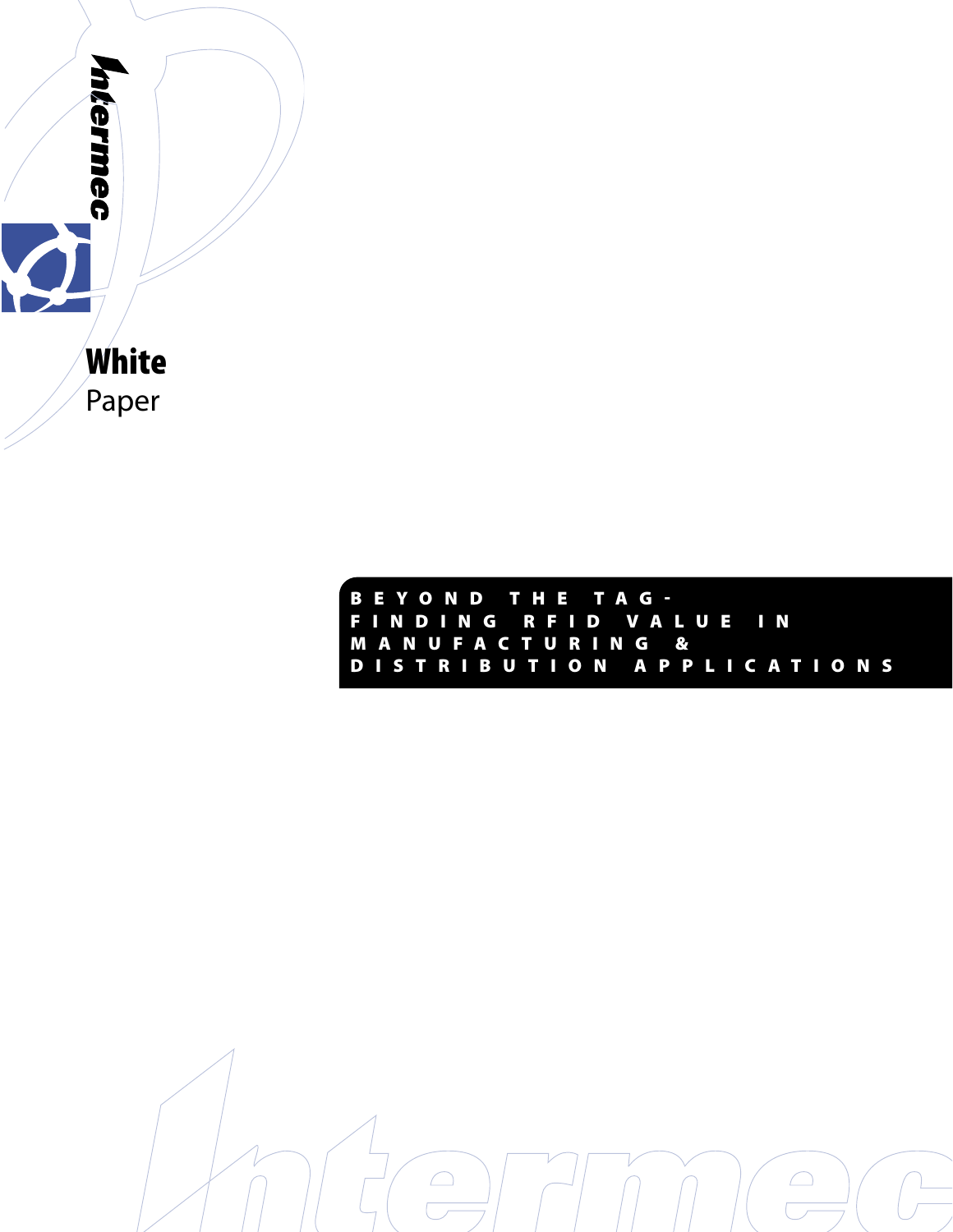Intermec

**White**
Paper

# BEYOND THE TAG- FINDING RFID VALUE IN MANUFACTURING & DISTRIBUTION APPLICATIONS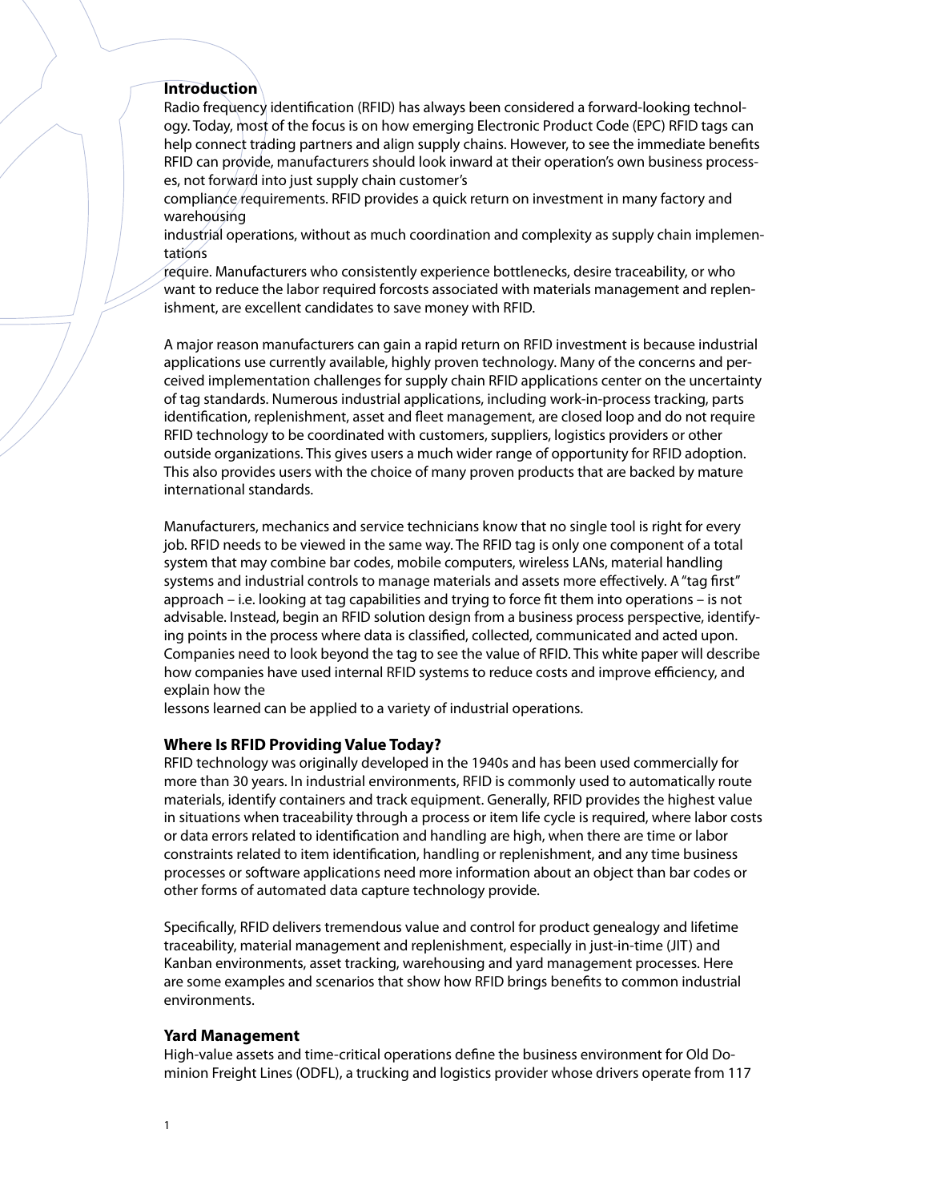## Introduction

Radio frequency identification (RFID) has always been considered a forward-looking technology. Today, most of the focus is on how emerging Electronic Product Code (EPC) RFID tags can help connect trading partners and align supply chains. However, to see the immediate benefits RFID can provide, manufacturers should look inward at their operation's own business processes, not forward into just supply chain customer's compliance requirements. RFID provides a quick return on investment in many factory and warehousing industrial operations, without as much coordination and complexity as supply chain implementations require. Manufacturers who consistently experience bottlenecks, desire traceability, or who want to reduce the labor required forcosts associated with materials management and replenishment, are excellent candidates to save money with RFID.

A major reason manufacturers can gain a rapid return on RFID investment is because industrial applications use currently available, highly proven technology. Many of the concerns and perceived implementation challenges for supply chain RFID applications center on the uncertainty of tag standards. Numerous industrial applications, including work-in-process tracking, parts identification, replenishment, asset and fleet management, are closed loop and do not require RFID technology to be coordinated with customers, suppliers, logistics providers or other outside organizations. This gives users a much wider range of opportunity for RFID adoption. This also provides users with the choice of many proven products that are backed by mature international standards.

Manufacturers, mechanics and service technicians know that no single tool is right for every job. RFID needs to be viewed in the same way. The RFID tag is only one component of a total system that may combine bar codes, mobile computers, wireless LANs, material handling systems and industrial controls to manage materials and assets more effectively. A "tag first" approach – i.e. looking at tag capabilities and trying to force fit them into operations – is not advisable. Instead, begin an RFID solution design from a business process perspective, identifying points in the process where data is classified, collected, communicated and acted upon. Companies need to look beyond the tag to see the value of RFID. This white paper will describe how companies have used internal RFID systems to reduce costs and improve efficiency, and explain how the lessons learned can be applied to a variety of industrial operations.

## Where Is RFID Providing Value Today?

RFID technology was originally developed in the 1940s and has been used commercially for more than 30 years. In industrial environments, RFID is commonly used to automatically route materials, identify containers and track equipment. Generally, RFID provides the highest value in situations when traceability through a process or item life cycle is required, where labor costs or data errors related to identification and handling are high, when there are time or labor constraints related to item identification, handling or replenishment, and any time business processes or software applications need more information about an object than bar codes or other forms of automated data capture technology provide.

Specifically, RFID delivers tremendous value and control for product genealogy and lifetime traceability, material management and replenishment, especially in just-in-time (JIT) and Kanban environments, asset tracking, warehousing and yard management processes. Here are some examples and scenarios that show how RFID brings benefits to common industrial environments.

## Yard Management

High-value assets and time-critical operations define the business environment for Old Dominion Freight Lines (ODFL), a trucking and logistics provider whose drivers operate from 117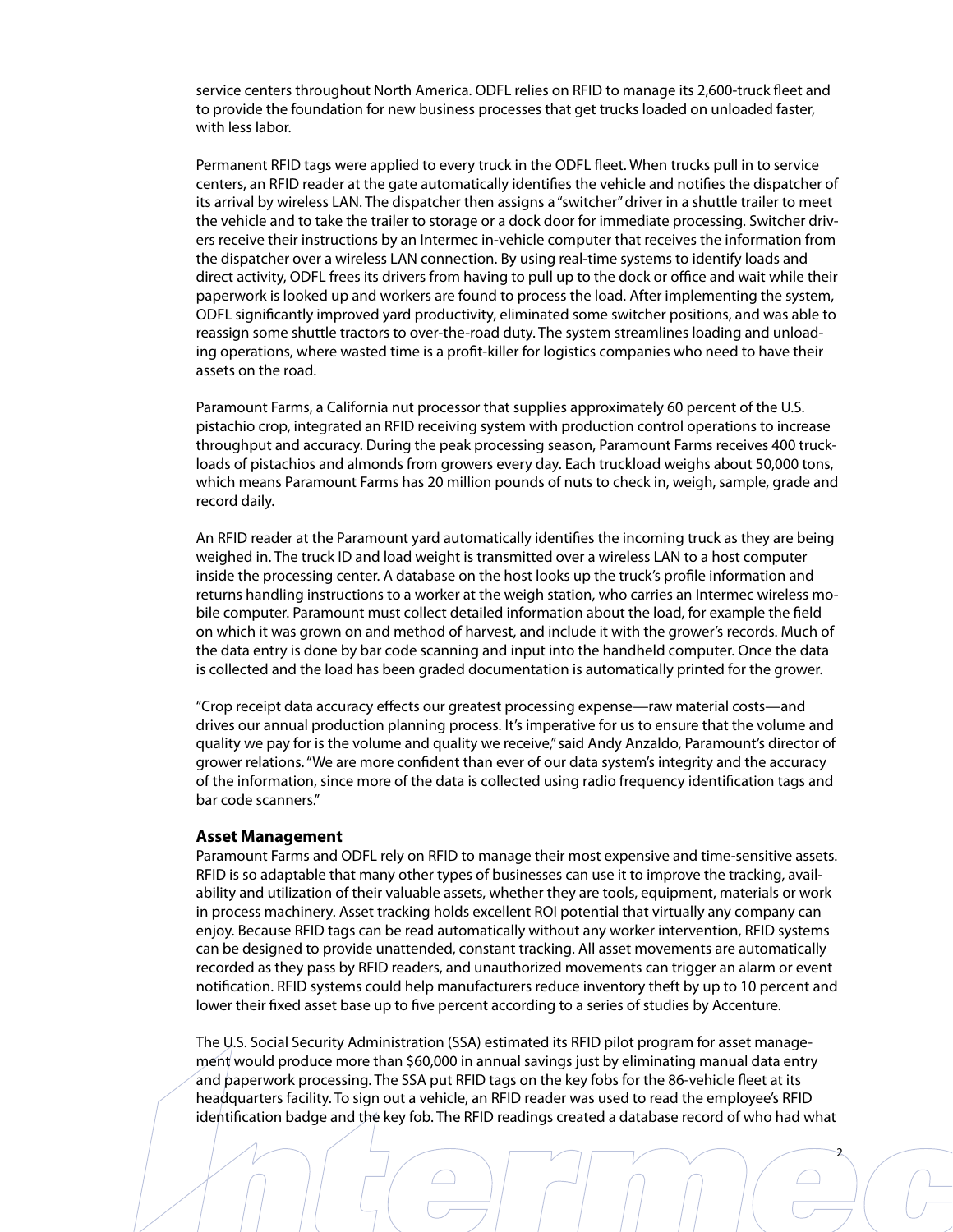service centers throughout North America. ODFL relies on RFID to manage its 2,600-truck fleet and to provide the foundation for new business processes that get trucks loaded on unloaded faster, with less labor.

Permanent RFID tags were applied to every truck in the ODFL fleet. When trucks pull in to service centers, an RFID reader at the gate automatically identifies the vehicle and notifies the dispatcher of its arrival by wireless LAN. The dispatcher then assigns a "switcher" driver in a shuttle trailer to meet the vehicle and to take the trailer to storage or a dock door for immediate processing. Switcher drivers receive their instructions by an Intermec in-vehicle computer that receives the information from the dispatcher over a wireless LAN connection. By using real-time systems to identify loads and direct activity, ODFL frees its drivers from having to pull up to the dock or office and wait while their paperwork is looked up and workers are found to process the load. After implementing the system, ODFL significantly improved yard productivity, eliminated some switcher positions, and was able to reassign some shuttle tractors to over-the-road duty. The system streamlines loading and unloading operations, where wasted time is a profit-killer for logistics companies who need to have their assets on the road.

Paramount Farms, a California nut processor that supplies approximately 60 percent of the U.S. pistachio crop, integrated an RFID receiving system with production control operations to increase throughput and accuracy. During the peak processing season, Paramount Farms receives 400 truckloads of pistachios and almonds from growers every day. Each truckload weighs about 50,000 tons, which means Paramount Farms has 20 million pounds of nuts to check in, weigh, sample, grade and record daily.

An RFID reader at the Paramount yard automatically identifies the incoming truck as they are being weighed in. The truck ID and load weight is transmitted over a wireless LAN to a host computer inside the processing center. A database on the host looks up the truck's profile information and returns handling instructions to a worker at the weigh station, who carries an Intermec wireless mobile computer. Paramount must collect detailed information about the load, for example the field on which it was grown on and method of harvest, and include it with the grower's records. Much of the data entry is done by bar code scanning and input into the handheld computer. Once the data is collected and the load has been graded documentation is automatically printed for the grower.

"Crop receipt data accuracy effects our greatest processing expense—raw material costs—and drives our annual production planning process. It's imperative for us to ensure that the volume and quality we pay for is the volume and quality we receive," said Andy Anzaldo, Paramount's director of grower relations. "We are more confident than ever of our data system's integrity and the accuracy of the information, since more of the data is collected using radio frequency identification tags and bar code scanners."

**Asset Management**

Paramount Farms and ODFL rely on RFID to manage their most expensive and time-sensitive assets. RFID is so adaptable that many other types of businesses can use it to improve the tracking, availability and utilization of their valuable assets, whether they are tools, equipment, materials or work in process machinery. Asset tracking holds excellent ROI potential that virtually any company can enjoy. Because RFID tags can be read automatically without any worker intervention, RFID systems can be designed to provide unattended, constant tracking. All asset movements are automatically recorded as they pass by RFID readers, and unauthorized movements can trigger an alarm or event notification. RFID systems could help manufacturers reduce inventory theft by up to 10 percent and lower their fixed asset base up to five percent according to a series of studies by Accenture.

The U.S. Social Security Administration (SSA) estimated its RFID pilot program for asset management would produce more than $60,000 in annual savings just by eliminating manual data entry and paperwork processing. The SSA put RFID tags on the key fobs for the 86-vehicle fleet at its headquarters facility. To sign out a vehicle, an RFID reader was used to read the employee's RFID identification badge and the key fob. The RFID readings created a database record of who had what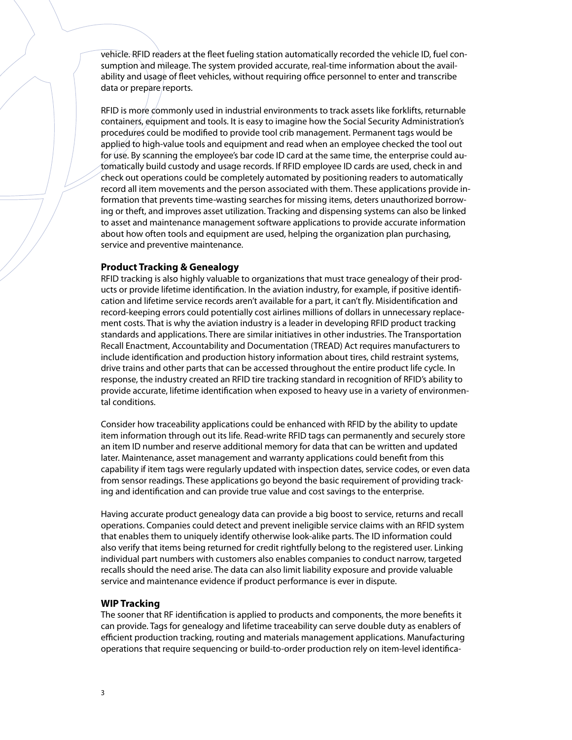vehicle. RFID readers at the fleet fueling station automatically recorded the vehicle ID, fuel consumption and mileage. The system provided accurate, real-time information about the availability and usage of fleet vehicles, without requiring office personnel to enter and transcribe data or prepare reports.

RFID is more commonly used in industrial environments to track assets like forklifts, returnable containers, equipment and tools. It is easy to imagine how the Social Security Administration's procedures could be modified to provide tool crib management. Permanent tags would be applied to high-value tools and equipment and read when an employee checked the tool out for use. By scanning the employee's bar code ID card at the same time, the enterprise could automatically build custody and usage records. If RFID employee ID cards are used, check in and check out operations could be completely automated by positioning readers to automatically record all item movements and the person associated with them. These applications provide information that prevents time-wasting searches for missing items, deters unauthorized borrowing or theft, and improves asset utilization. Tracking and dispensing systems can also be linked to asset and maintenance management software applications to provide accurate information about how often tools and equipment are used, helping the organization plan purchasing, service and preventive maintenance.

### Product Tracking & Genealogy

RFID tracking is also highly valuable to organizations that must trace genealogy of their products or provide lifetime identification. In the aviation industry, for example, if positive identification and lifetime service records aren't available for a part, it can't fly. Misidentification and record-keeping errors could potentially cost airlines millions of dollars in unnecessary replacement costs. That is why the aviation industry is a leader in developing RFID product tracking standards and applications. There are similar initiatives in other industries. The Transportation Recall Enactment, Accountability and Documentation (TREAD) Act requires manufacturers to include identification and production history information about tires, child restraint systems, drive trains and other parts that can be accessed throughout the entire product life cycle. In response, the industry created an RFID tire tracking standard in recognition of RFID's ability to provide accurate, lifetime identification when exposed to heavy use in a variety of environmental conditions.

Consider how traceability applications could be enhanced with RFID by the ability to update item information through out its life. Read-write RFID tags can permanently and securely store an item ID number and reserve additional memory for data that can be written and updated later. Maintenance, asset management and warranty applications could benefit from this capability if item tags were regularly updated with inspection dates, service codes, or even data from sensor readings. These applications go beyond the basic requirement of providing tracking and identification and can provide true value and cost savings to the enterprise.

Having accurate product genealogy data can provide a big boost to service, returns and recall operations. Companies could detect and prevent ineligible service claims with an RFID system that enables them to uniquely identify otherwise look-alike parts. The ID information could also verify that items being returned for credit rightfully belong to the registered user. Linking individual part numbers with customers also enables companies to conduct narrow, targeted recalls should the need arise. The data can also limit liability exposure and provide valuable service and maintenance evidence if product performance is ever in dispute.

### WIP Tracking

The sooner that RF identification is applied to products and components, the more benefits it can provide. Tags for genealogy and lifetime traceability can serve double duty as enablers of efficient production tracking, routing and materials management applications. Manufacturing operations that require sequencing or build-to-order production rely on item-level identifica-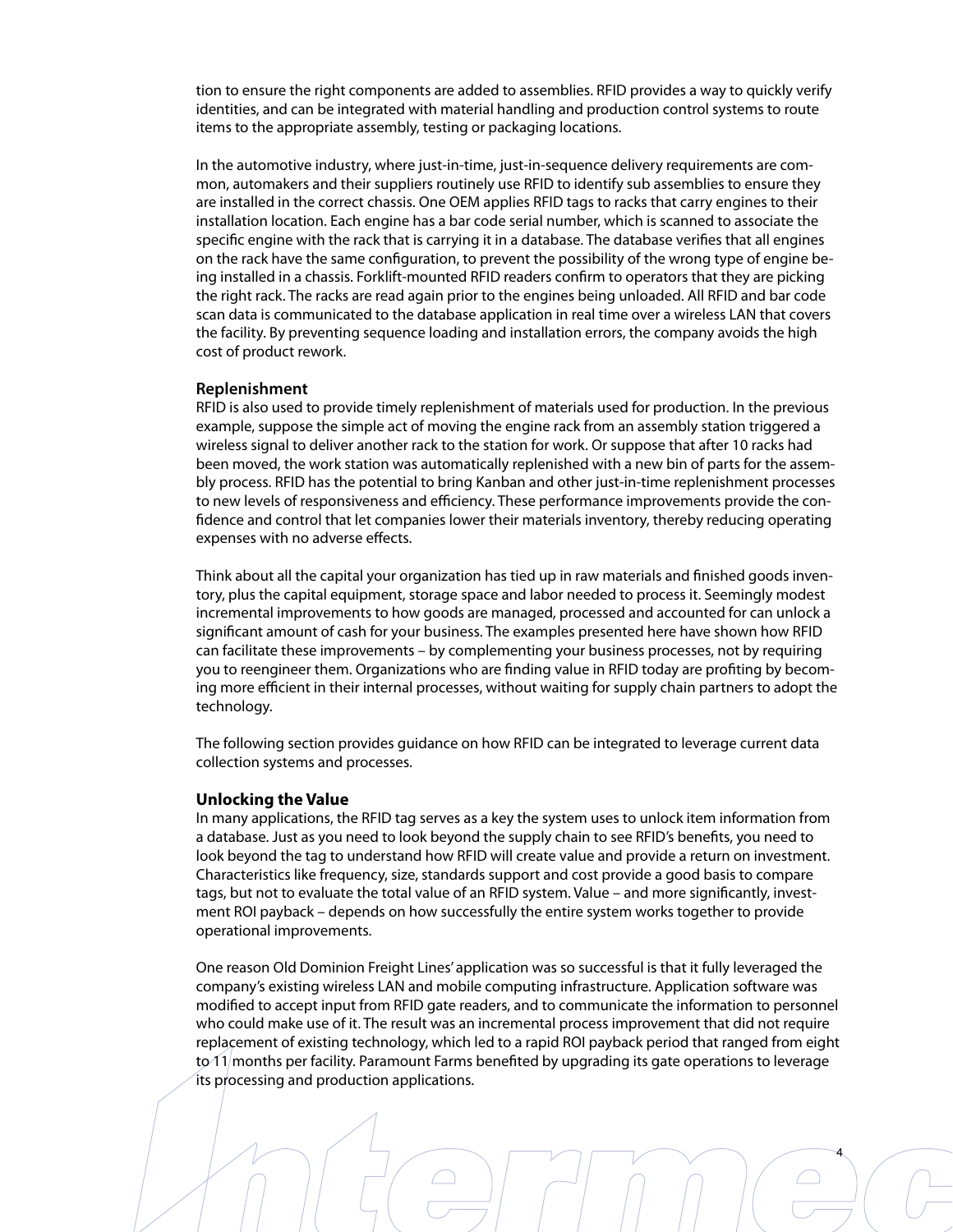tion to ensure the right components are added to assemblies. RFID provides a way to quickly verify identities, and can be integrated with material handling and production control systems to route items to the appropriate assembly, testing or packaging locations.

In the automotive industry, where just-in-time, just-in-sequence delivery requirements are common, automakers and their suppliers routinely use RFID to identify sub assemblies to ensure they are installed in the correct chassis. One OEM applies RFID tags to racks that carry engines to their installation location. Each engine has a bar code serial number, which is scanned to associate the specific engine with the rack that is carrying it in a database. The database verifies that all engines on the rack have the same configuration, to prevent the possibility of the wrong type of engine being installed in a chassis. Forklift-mounted RFID readers confirm to operators that they are picking the right rack. The racks are read again prior to the engines being unloaded. All RFID and bar code scan data is communicated to the database application in real time over a wireless LAN that covers the facility. By preventing sequence loading and installation errors, the company avoids the high cost of product rework.

**Replenishment**

RFID is also used to provide timely replenishment of materials used for production. In the previous example, suppose the simple act of moving the engine rack from an assembly station triggered a wireless signal to deliver another rack to the station for work. Or suppose that after 10 racks had been moved, the work station was automatically replenished with a new bin of parts for the assembly process. RFID has the potential to bring Kanban and other just-in-time replenishment processes to new levels of responsiveness and efficiency. These performance improvements provide the confidence and control that let companies lower their materials inventory, thereby reducing operating expenses with no adverse effects.

Think about all the capital your organization has tied up in raw materials and finished goods inventory, plus the capital equipment, storage space and labor needed to process it. Seemingly modest incremental improvements to how goods are managed, processed and accounted for can unlock a significant amount of cash for your business. The examples presented here have shown how RFID can facilitate these improvements – by complementing your business processes, not by requiring you to reengineer them. Organizations who are finding value in RFID today are profiting by becoming more efficient in their internal processes, without waiting for supply chain partners to adopt the technology.

The following section provides guidance on how RFID can be integrated to leverage current data collection systems and processes.

## Unlocking the Value

In many applications, the RFID tag serves as a key the system uses to unlock item information from a database. Just as you need to look beyond the supply chain to see RFID's benefits, you need to look beyond the tag to understand how RFID will create value and provide a return on investment. Characteristics like frequency, size, standards support and cost provide a good basis to compare tags, but not to evaluate the total value of an RFID system. Value – and more significantly, investment ROI payback – depends on how successfully the entire system works together to provide operational improvements.

One reason Old Dominion Freight Lines' application was so successful is that it fully leveraged the company's existing wireless LAN and mobile computing infrastructure. Application software was modified to accept input from RFID gate readers, and to communicate the information to personnel who could make use of it. The result was an incremental process improvement that did not require replacement of existing technology, which led to a rapid ROI payback period that ranged from eight to 11 months per facility. Paramount Farms benefited by upgrading its gate operations to leverage its processing and production applications.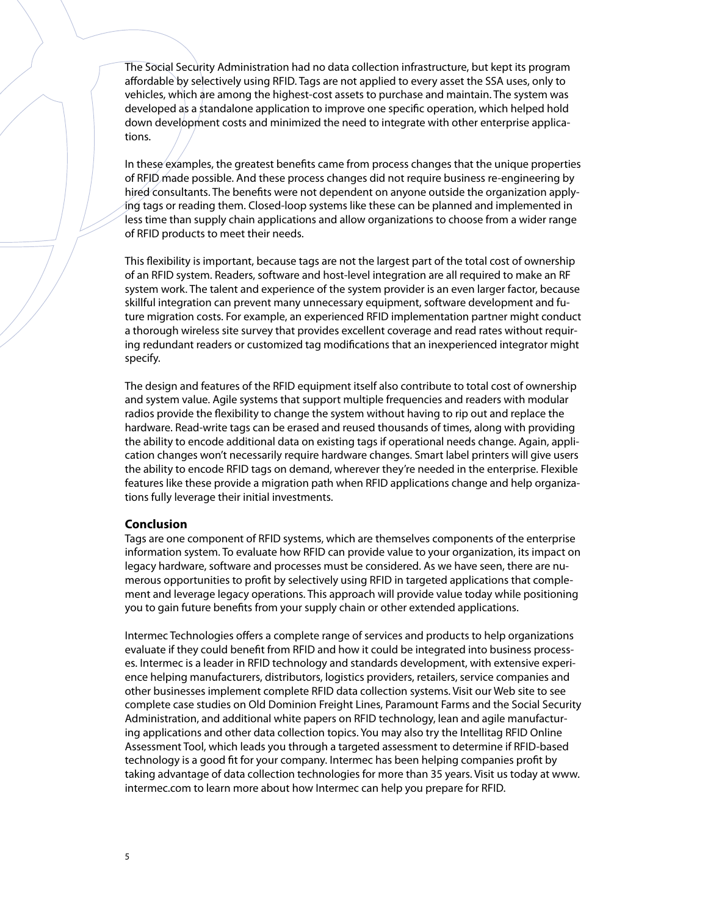The Social Security Administration had no data collection infrastructure, but kept its program affordable by selectively using RFID. Tags are not applied to every asset the SSA uses, only to vehicles, which are among the highest-cost assets to purchase and maintain. The system was developed as a standalone application to improve one specific operation, which helped hold down development costs and minimized the need to integrate with other enterprise applications.

In these examples, the greatest benefits came from process changes that the unique properties of RFID made possible. And these process changes did not require business re-engineering by hired consultants. The benefits were not dependent on anyone outside the organization applying tags or reading them. Closed-loop systems like these can be planned and implemented in less time than supply chain applications and allow organizations to choose from a wider range of RFID products to meet their needs.

This flexibility is important, because tags are not the largest part of the total cost of ownership of an RFID system. Readers, software and host-level integration are all required to make an RF system work. The talent and experience of the system provider is an even larger factor, because skillful integration can prevent many unnecessary equipment, software development and future migration costs. For example, an experienced RFID implementation partner might conduct a thorough wireless site survey that provides excellent coverage and read rates without requiring redundant readers or customized tag modifications that an inexperienced integrator might specify.

The design and features of the RFID equipment itself also contribute to total cost of ownership and system value. Agile systems that support multiple frequencies and readers with modular radios provide the flexibility to change the system without having to rip out and replace the hardware. Read-write tags can be erased and reused thousands of times, along with providing the ability to encode additional data on existing tags if operational needs change. Again, application changes won't necessarily require hardware changes. Smart label printers will give users the ability to encode RFID tags on demand, wherever they're needed in the enterprise. Flexible features like these provide a migration path when RFID applications change and help organizations fully leverage their initial investments.

## Conclusion

Tags are one component of RFID systems, which are themselves components of the enterprise information system. To evaluate how RFID can provide value to your organization, its impact on legacy hardware, software and processes must be considered. As we have seen, there are numerous opportunities to profit by selectively using RFID in targeted applications that complement and leverage legacy operations. This approach will provide value today while positioning you to gain future benefits from your supply chain or other extended applications.

Intermec Technologies offers a complete range of services and products to help organizations evaluate if they could benefit from RFID and how it could be integrated into business processes. Intermec is a leader in RFID technology and standards development, with extensive experience helping manufacturers, distributors, logistics providers, retailers, service companies and other businesses implement complete RFID data collection systems. Visit our Web site to see complete case studies on Old Dominion Freight Lines, Paramount Farms and the Social Security Administration, and additional white papers on RFID technology, lean and agile manufacturing applications and other data collection topics. You may also try the Intellitag RFID Online Assessment Tool, which leads you through a targeted assessment to determine if RFID-based technology is a good fit for your company. Intermec has been helping companies profit by taking advantage of data collection technologies for more than 35 years. Visit us today at www.intermec.com to learn more about how Intermec can help you prepare for RFID.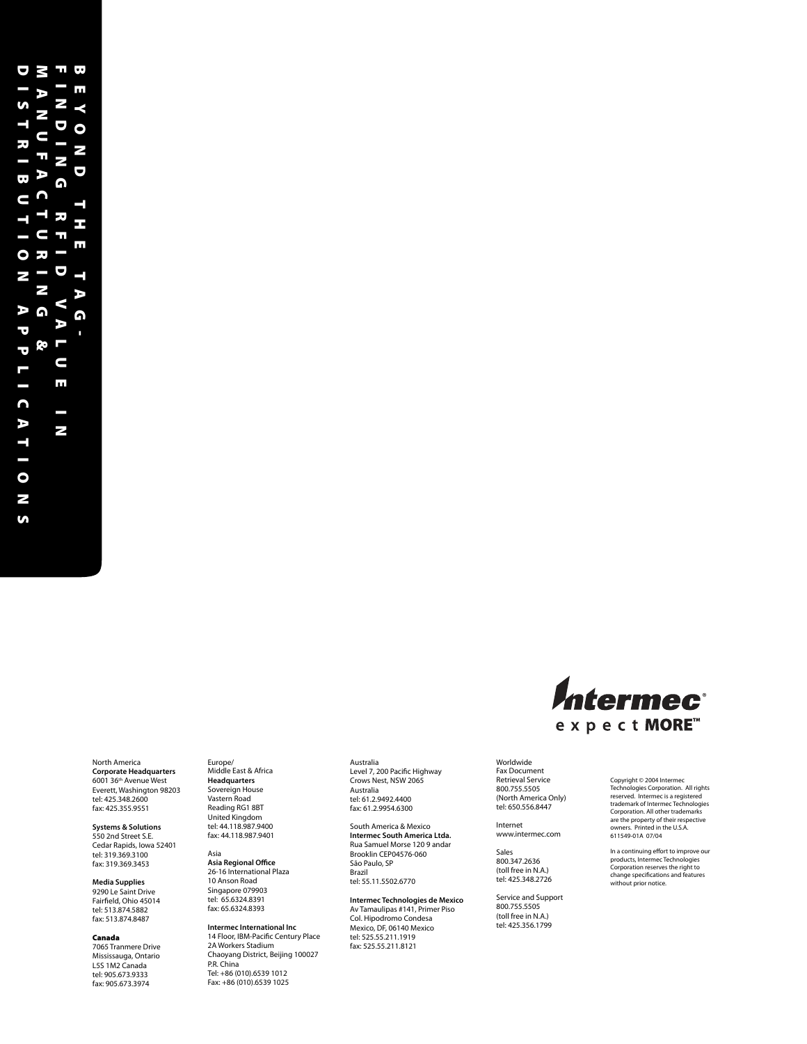BEYOND THE TAG-FINDING RFID VALUE IN MANUFACTURING & DISTRIBUTION APPLICATIONS

Intermec
expect MORE™

North America
**Corporate Headquarters**
6001 36th Avenue West
Everett, Washington 98203
tel: 425.348.2600
fax: 425.355.9551

**Systems & Solutions**
550 2nd Street S.E.
Cedar Rapids, Iowa 52401
tel: 319.369.3100
fax: 319.369.3453

**Media Supplies**
9290 Le Saint Drive
Fairfield, Ohio 45014
tel: 513.874.5882
fax: 513.874.8487

**Canada**
7065 Tranmere Drive
Mississauga, Ontario
L5S 1M2 Canada
tel: 905.673.9333
fax: 905.673.3974

Europe/
Middle East & Africa
**Headquarters**
Sovereign House
Vastern Road
Reading RG1 8BT
United Kingdom
tel: 44.118.987.9400
fax: 44.118.987.9401

Asia
**Asia Regional Office**
26-16 International Plaza
10 Anson Road
Singapore 079903
tel: 65.6324.8391
fax: 65.6324.8393

**Intermec International Inc**
14 Floor, IBM-Pacific Century Place
2A Workers Stadium
Chaoyang District, Beijing 100027
P.R. China
Tel: +86 (010).6539 1012
Fax: +86 (010).6539 1025

Australia
Level 7, 200 Pacific Highway
Crows Nest, NSW 2065
Australia
tel: 61.2.9492.4400
fax: 61.2.9954.6300

South America & Mexico
**Intermec South America Ltda.**
Rua Samuel Morse 120 9 andar
Brooklin CEP04576-060
São Paulo, SP
Brazil
tel: 55.11.5502.6770

**Intermec Technologies de Mexico**
Av Tamaulipas #141, Primer Piso
Col. Hipodromo Condesa
Mexico, DF, 06140 Mexico
tel: 525.55.211.1919
fax: 525.55.211.8121

Worldwide
Fax Document
Retrieval Service
800.755.5505
(North America Only)
tel: 650.556.8447

Internet
www.intermec.com

Sales
800.347.2636
(toll free in N.A.)
tel: 425.348.2726

Service and Support
800.755.5505
(toll free in N.A.)
tel: 425.356.1799

Copyright © 2004 Intermec Technologies Corporation. All rights reserved. Intermec is a registered trademark of Intermec Technologies Corporation. All other trademarks are the property of their respective owners. Printed in the U.S.A.
611549-01A 07/04

In a continuing effort to improve our products, Intermec Technologies Corporation reserves the right to change specifications and features without prior notice.